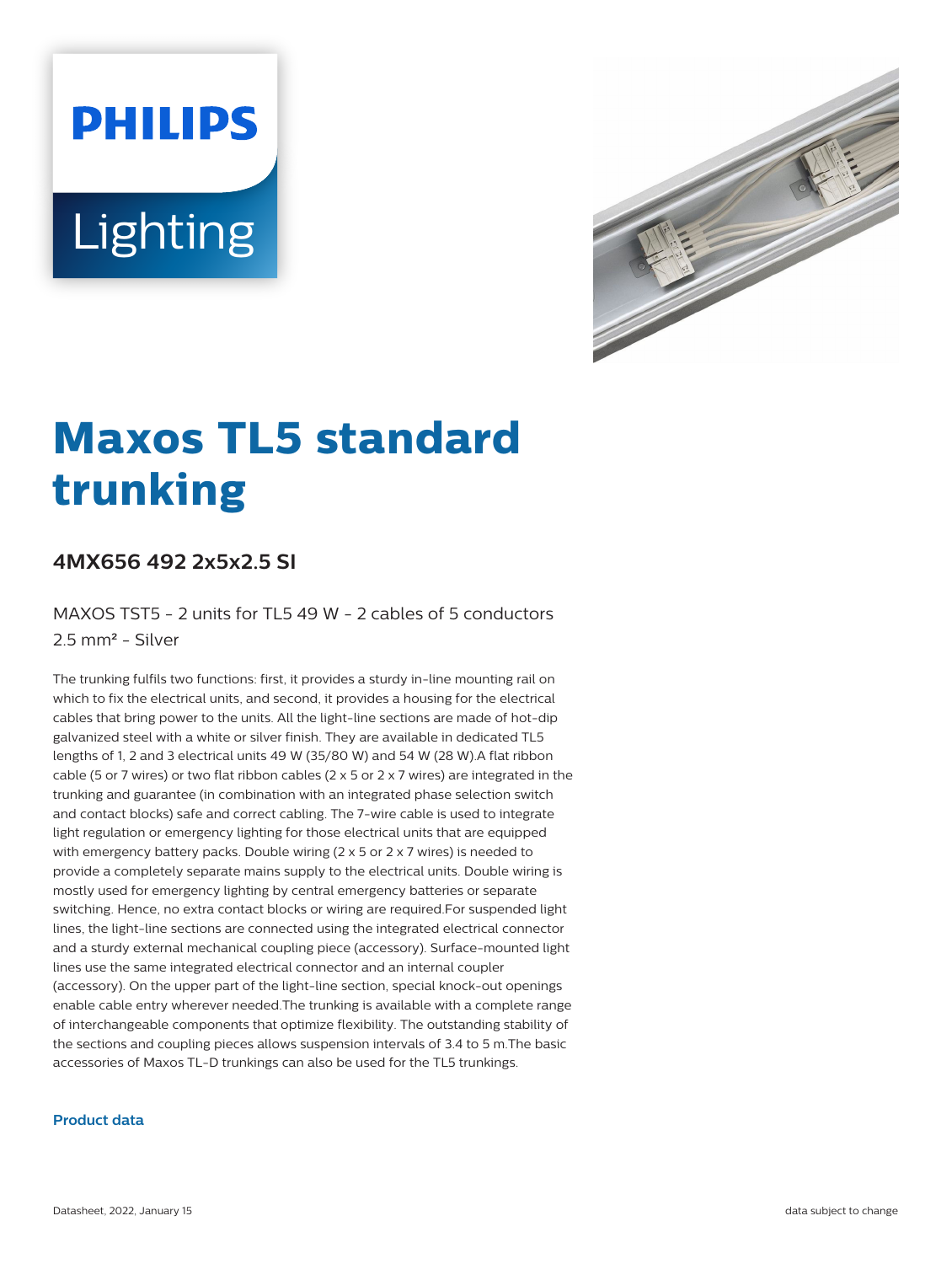# Maxos TL5 standard trunking

## 4MX656 492 2x5x2.5 SI

MAXOS TST5 - 2 units for TL5 49 W - 2 cables of 5 conductors 2.5 mm² - Silver

The trunking fulfils two functions: first, it provides a sturdy in-line mounting rail on which to fix the electrical units, and second, it provides a housing for the electrical cables that bring power to the units. All the light-line sections are made of hot-dip galvanized steel with a white or silver finish. They are available in dedicated TL5 lengths of 1, 2 and 3 electrical units 49 W (35/80 W) and 54 W (28 W).A flat ribbon cable (5 or 7 wires) or two flat ribbon cables (2 x 5 or 2 x 7 wires) are integrated in the trunking and guarantee (in combination with an integrated phase selection switch and contact blocks) safe and correct cabling. The 7-wire cable is used to integrate light regulation or emergency lighting for those electrical units that are equipped with emergency battery packs. Double wiring (2 x 5 or 2 x 7 wires) is needed to provide a completely separate mains supply to the electrical units. Double wiring is mostly used for emergency lighting by central emergency batteries or separate switching. Hence, no extra contact blocks or wiring are required.For suspended light lines, the light-line sections are connected using the integrated electrical connector and a sturdy external mechanical coupling piece (accessory). Surface-mounted light lines use the same integrated electrical connector and an internal coupler (accessory). On the upper part of the light-line section, special knock-out openings enable cable entry wherever needed.The trunking is available with a complete range of interchangeable components that optimize flexibility. The outstanding stability of the sections and coupling pieces allows suspension intervals of 3.4 to 5 m.The basic accessories of Maxos TL-D trunkings can also be used for the TL5 trunkings.

### Product data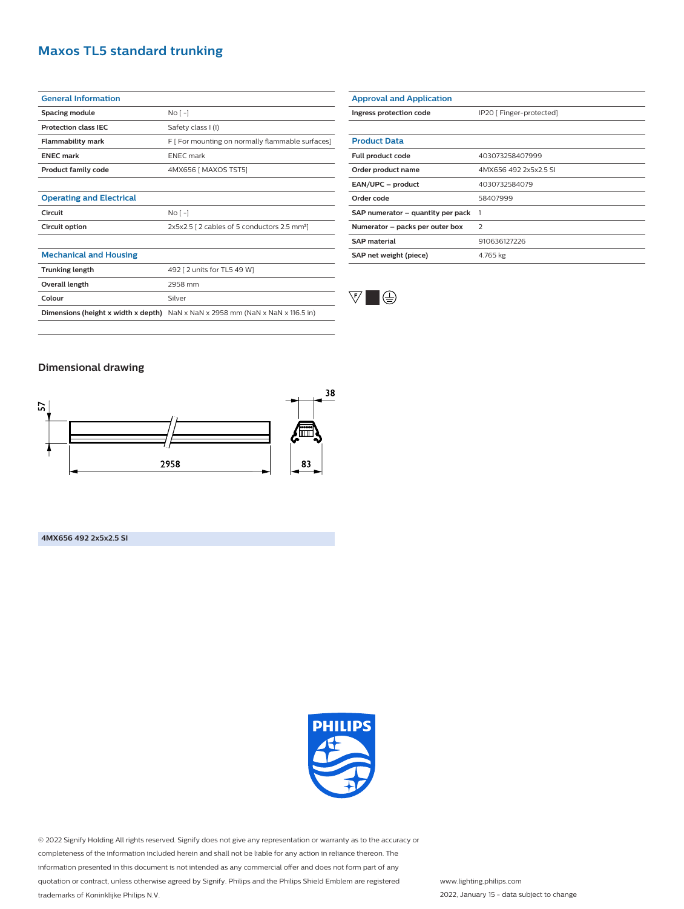# Maxos TL5 standard trunking

## General Information

| | |
|---|---|
| Spacing module | No [ -] |
| Protection class IEC | Safety class I (I) |
| Flammability mark | F [ For mounting on normally flammable surfaces] |
| ENEC mark | ENEC mark |
| Product family code | 4MX656 [ MAXOS TST5] |

## Operating and Electrical

| | |
|---|---|
| Circuit | No [ -] |
| Circuit option | 2x5x2.5 [ 2 cables of 5 conductors 2.5 mm²] |

## Mechanical and Housing

| | |
|---|---|
| Trunking length | 492 [ 2 units for TL5 49 W] |
| Overall length | 2958 mm |
| Colour | Silver |
| Dimensions (height x width x depth) | NaN x NaN x 2958 mm (NaN x NaN x 116.5 in) |

## Approval and Application

| | |
|---|---|
| Ingress protection code | IP20 [ Finger-protected] |

## Product Data

| | |
|---|---|
| Full product code | 403073258407999 |
| Order product name | 4MX656 492 2x5x2.5 SI |
| EAN/UPC – product | 4030732584079 |
| Order code | 58407999 |
| SAP numerator – quantity per pack | 1 |
| Numerator – packs per outer box | 2 |
| SAP material | 910636127226 |
| SAP net weight (piece) | 4.765 kg |

## Dimensional drawing

57

2958

38

83

**4MX656 492 2x5x2.5 SI**

© 2022 Signify Holding All rights reserved. Signify does not give any representation or warranty as to the accuracy or completeness of the information included herein and shall not be liable for any action in reliance thereon. The information presented in this document is not intended as any commercial offer and does not form part of any quotation or contract, unless otherwise agreed by Signify. Philips and the Philips Shield Emblem are registered trademarks of Koninklijke Philips N.V.

www.lighting.philips.com

2022, January 15 - data subject to change